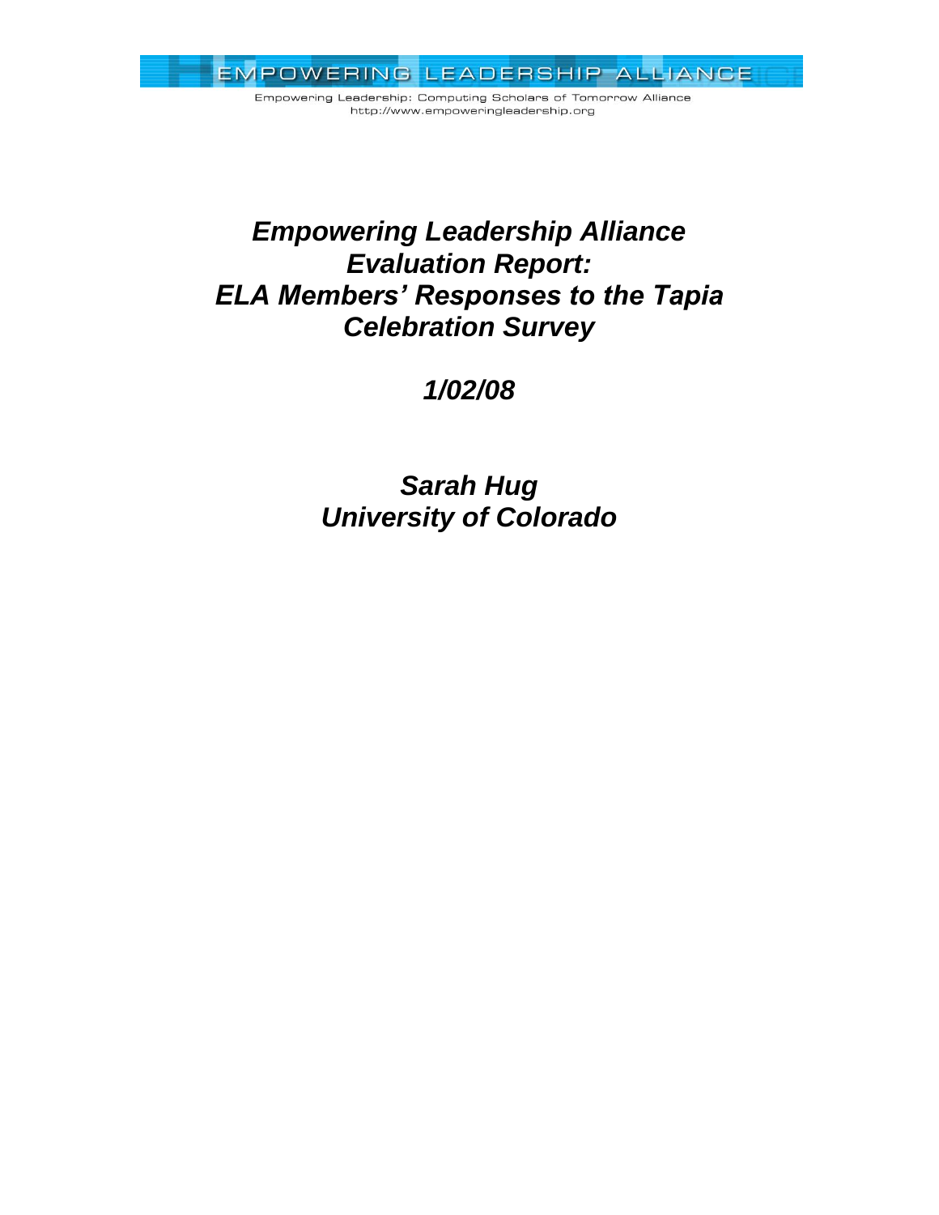EMPOWERING LEADERSHIP ALLIANCE

Empowering Leadership: Computing Scholars of Tomorrow Alliance
http://www.empoweringleadership.org

# *Empowering Leadership Alliance Evaluation Report: ELA Members' Responses to the Tapia Celebration Survey*

***1/02/08***

***Sarah Hug***
***University of Colorado***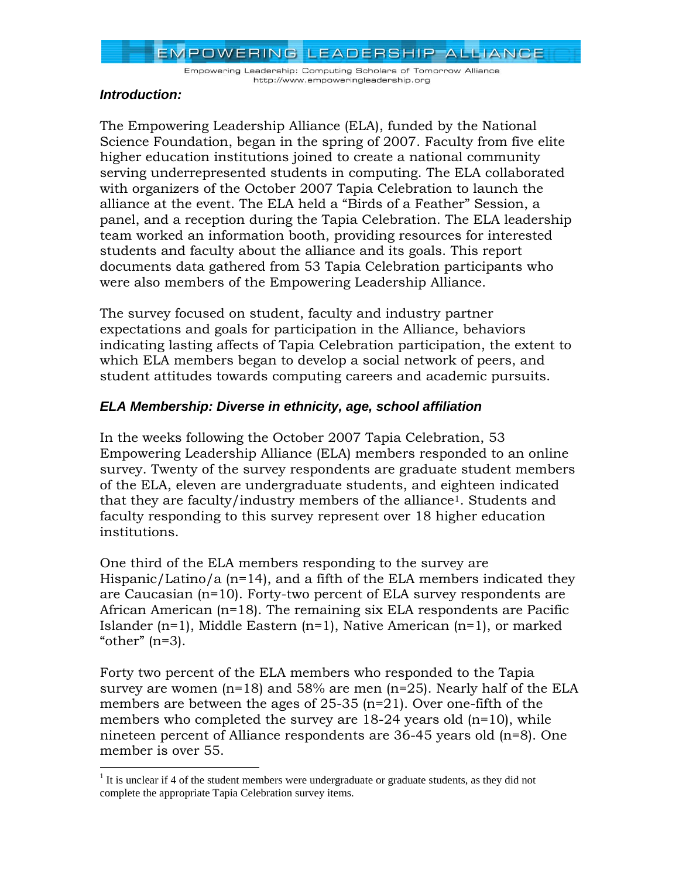### *Introduction:*

The Empowering Leadership Alliance (ELA), funded by the National Science Foundation, began in the spring of 2007. Faculty from five elite higher education institutions joined to create a national community serving underrepresented students in computing. The ELA collaborated with organizers of the October 2007 Tapia Celebration to launch the alliance at the event. The ELA held a "Birds of a Feather" Session, a panel, and a reception during the Tapia Celebration. The ELA leadership team worked an information booth, providing resources for interested students and faculty about the alliance and its goals. This report documents data gathered from 53 Tapia Celebration participants who were also members of the Empowering Leadership Alliance.

The survey focused on student, faculty and industry partner expectations and goals for participation in the Alliance, behaviors indicating lasting affects of Tapia Celebration participation, the extent to which ELA members began to develop a social network of peers, and student attitudes towards computing careers and academic pursuits.

### *ELA Membership: Diverse in ethnicity, age, school affiliation*

In the weeks following the October 2007 Tapia Celebration, 53 Empowering Leadership Alliance (ELA) members responded to an online survey. Twenty of the survey respondents are graduate student members of the ELA, eleven are undergraduate students, and eighteen indicated that they are faculty/industry members of the alliance[1]. Students and faculty responding to this survey represent over 18 higher education institutions.

One third of the ELA members responding to the survey are Hispanic/Latino/a (n=14), and a fifth of the ELA members indicated they are Caucasian (n=10). Forty-two percent of ELA survey respondents are African American (n=18). The remaining six ELA respondents are Pacific Islander (n=1), Middle Eastern (n=1), Native American (n=1), or marked "other" (n=3).

Forty two percent of the ELA members who responded to the Tapia survey are women (n=18) and 58% are men (n=25). Nearly half of the ELA members are between the ages of 25-35 (n=21). Over one-fifth of the members who completed the survey are 18-24 years old (n=10), while nineteen percent of Alliance respondents are 36-45 years old (n=8). One member is over 55.

[1] It is unclear if 4 of the student members were undergraduate or graduate students, as they did not complete the appropriate Tapia Celebration survey items.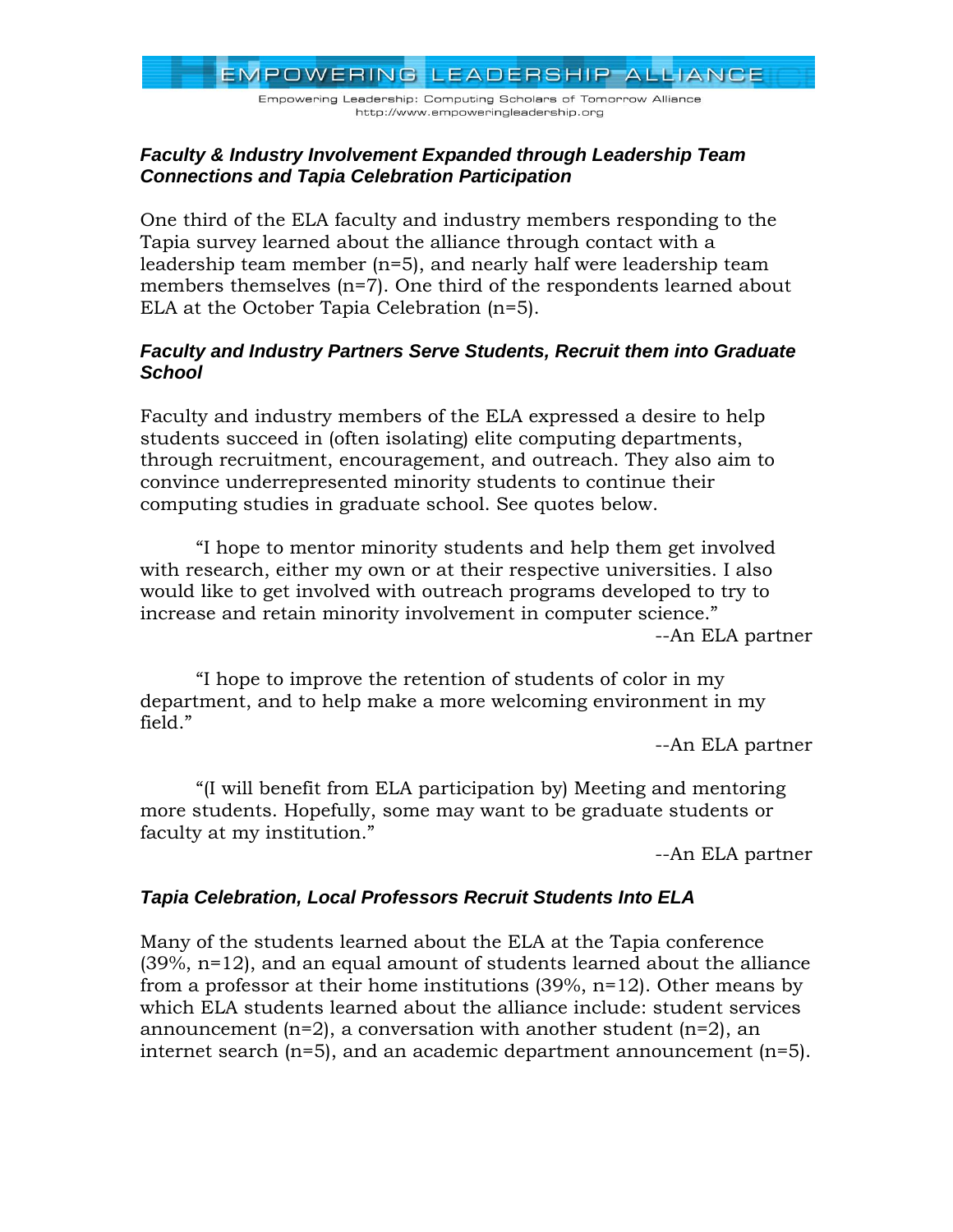### *Faculty & Industry Involvement Expanded through Leadership Team Connections and Tapia Celebration Participation*

One third of the ELA faculty and industry members responding to the Tapia survey learned about the alliance through contact with a leadership team member (n=5), and nearly half were leadership team members themselves (n=7). One third of the respondents learned about ELA at the October Tapia Celebration (n=5).

### *Faculty and Industry Partners Serve Students, Recruit them into Graduate School*

Faculty and industry members of the ELA expressed a desire to help students succeed in (often isolating) elite computing departments, through recruitment, encouragement, and outreach. They also aim to convince underrepresented minority students to continue their computing studies in graduate school. See quotes below.

"I hope to mentor minority students and help them get involved with research, either my own or at their respective universities. I also would like to get involved with outreach programs developed to try to increase and retain minority involvement in computer science."

--An ELA partner

"I hope to improve the retention of students of color in my department, and to help make a more welcoming environment in my field."

--An ELA partner

"(I will benefit from ELA participation by) Meeting and mentoring more students. Hopefully, some may want to be graduate students or faculty at my institution."

--An ELA partner

### *Tapia Celebration, Local Professors Recruit Students Into ELA*

Many of the students learned about the ELA at the Tapia conference (39%, n=12), and an equal amount of students learned about the alliance from a professor at their home institutions (39%, n=12). Other means by which ELA students learned about the alliance include: student services announcement (n=2), a conversation with another student (n=2), an internet search (n=5), and an academic department announcement (n=5).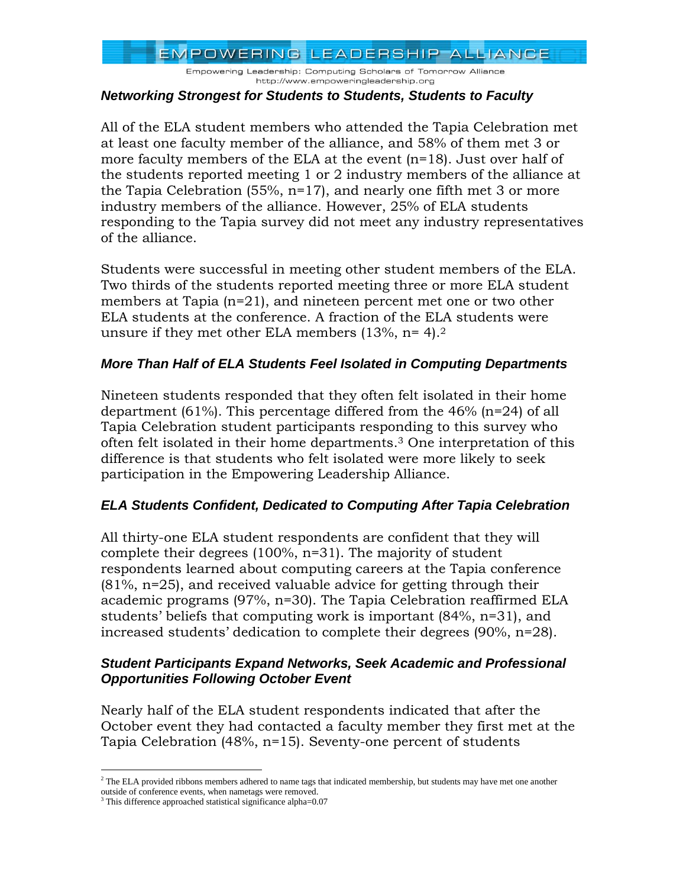### *Networking Strongest for Students to Students, Students to Faculty*

All of the ELA student members who attended the Tapia Celebration met at least one faculty member of the alliance, and 58% of them met 3 or more faculty members of the ELA at the event (n=18). Just over half of the students reported meeting 1 or 2 industry members of the alliance at the Tapia Celebration (55%, n=17), and nearly one fifth met 3 or more industry members of the alliance. However, 25% of ELA students responding to the Tapia survey did not meet any industry representatives of the alliance.

Students were successful in meeting other student members of the ELA. Two thirds of the students reported meeting three or more ELA student members at Tapia (n=21), and nineteen percent met one or two other ELA students at the conference. A fraction of the ELA students were unsure if they met other ELA members (13%, n= 4).[2]

### *More Than Half of ELA Students Feel Isolated in Computing Departments*

Nineteen students responded that they often felt isolated in their home department (61%). This percentage differed from the 46% (n=24) of all Tapia Celebration student participants responding to this survey who often felt isolated in their home departments.[3] One interpretation of this difference is that students who felt isolated were more likely to seek participation in the Empowering Leadership Alliance.

### *ELA Students Confident, Dedicated to Computing After Tapia Celebration*

All thirty-one ELA student respondents are confident that they will complete their degrees (100%, n=31). The majority of student respondents learned about computing careers at the Tapia conference (81%, n=25), and received valuable advice for getting through their academic programs (97%, n=30). The Tapia Celebration reaffirmed ELA students' beliefs that computing work is important (84%, n=31), and increased students' dedication to complete their degrees (90%, n=28).

### *Student Participants Expand Networks, Seek Academic and Professional Opportunities Following October Event*

Nearly half of the ELA student respondents indicated that after the October event they had contacted a faculty member they first met at the Tapia Celebration (48%, n=15). Seventy-one percent of students

---

[2] The ELA provided ribbons members adhered to name tags that indicated membership, but students may have met one another outside of conference events, when nametags were removed.

[3] This difference approached statistical significance alpha=0.07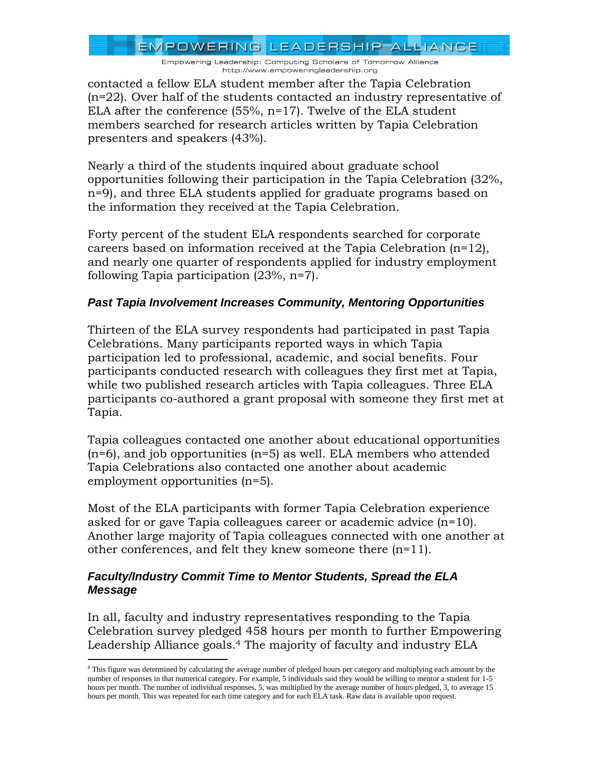contacted a fellow ELA student member after the Tapia Celebration (n=22). Over half of the students contacted an industry representative of ELA after the conference (55%, n=17). Twelve of the ELA student members searched for research articles written by Tapia Celebration presenters and speakers (43%).

Nearly a third of the students inquired about graduate school opportunities following their participation in the Tapia Celebration (32%, n=9), and three ELA students applied for graduate programs based on the information they received at the Tapia Celebration.

Forty percent of the student ELA respondents searched for corporate careers based on information received at the Tapia Celebration (n=12), and nearly one quarter of respondents applied for industry employment following Tapia participation (23%, n=7).

### *Past Tapia Involvement Increases Community, Mentoring Opportunities*

Thirteen of the ELA survey respondents had participated in past Tapia Celebrations. Many participants reported ways in which Tapia participation led to professional, academic, and social benefits. Four participants conducted research with colleagues they first met at Tapia, while two published research articles with Tapia colleagues. Three ELA participants co-authored a grant proposal with someone they first met at Tapia.

Tapia colleagues contacted one another about educational opportunities (n=6), and job opportunities (n=5) as well. ELA members who attended Tapia Celebrations also contacted one another about academic employment opportunities (n=5).

Most of the ELA participants with former Tapia Celebration experience asked for or gave Tapia colleagues career or academic advice (n=10). Another large majority of Tapia colleagues connected with one another at other conferences, and felt they knew someone there (n=11).

### *Faculty/Industry Commit Time to Mentor Students, Spread the ELA Message*

In all, faculty and industry representatives responding to the Tapia Celebration survey pledged 458 hours per month to further Empowering Leadership Alliance goals.[4] The majority of faculty and industry ELA

[4] This figure was determined by calculating the average number of pledged hours per category and multiplying each amount by the number of responses in that numerical category. For example, 5 individuals said they would be willing to mentor a student for 1-5 hours per month. The number of individual responses, 5, was multiplied by the average number of hours pledged, 3, to average 15 hours per month. This was repeated for each time category and for each ELA task. Raw data is available upon request.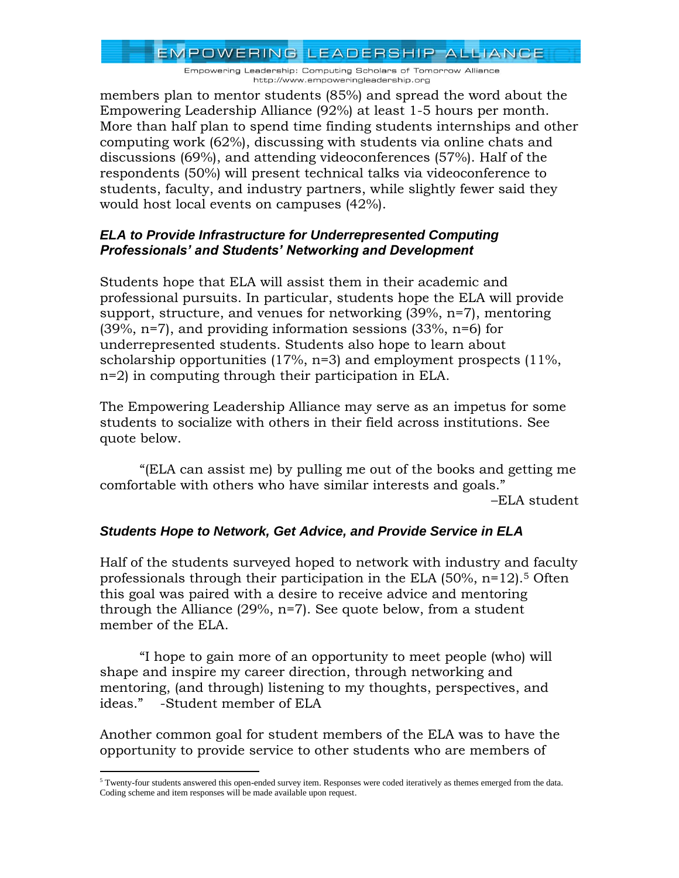members plan to mentor students (85%) and spread the word about the Empowering Leadership Alliance (92%) at least 1-5 hours per month. More than half plan to spend time finding students internships and other computing work (62%), discussing with students via online chats and discussions (69%), and attending videoconferences (57%). Half of the respondents (50%) will present technical talks via videoconference to students, faculty, and industry partners, while slightly fewer said they would host local events on campuses (42%).

### *ELA to Provide Infrastructure for Underrepresented Computing Professionals' and Students' Networking and Development*

Students hope that ELA will assist them in their academic and professional pursuits. In particular, students hope the ELA will provide support, structure, and venues for networking (39%, n=7), mentoring (39%, n=7), and providing information sessions (33%, n=6) for underrepresented students. Students also hope to learn about scholarship opportunities (17%, n=3) and employment prospects (11%, n=2) in computing through their participation in ELA.

The Empowering Leadership Alliance may serve as an impetus for some students to socialize with others in their field across institutions. See quote below.

> "(ELA can assist me) by pulling me out of the books and getting me comfortable with others who have similar interests and goals."
>
> –ELA student

### *Students Hope to Network, Get Advice, and Provide Service in ELA*

Half of the students surveyed hoped to network with industry and faculty professionals through their participation in the ELA (50%, n=12).[5] Often this goal was paired with a desire to receive advice and mentoring through the Alliance (29%, n=7). See quote below, from a student member of the ELA.

> "I hope to gain more of an opportunity to meet people (who) will shape and inspire my career direction, through networking and mentoring, (and through) listening to my thoughts, perspectives, and ideas." -Student member of ELA

Another common goal for student members of the ELA was to have the opportunity to provide service to other students who are members of

---

[5] Twenty-four students answered this open-ended survey item. Responses were coded iteratively as themes emerged from the data. Coding scheme and item responses will be made available upon request.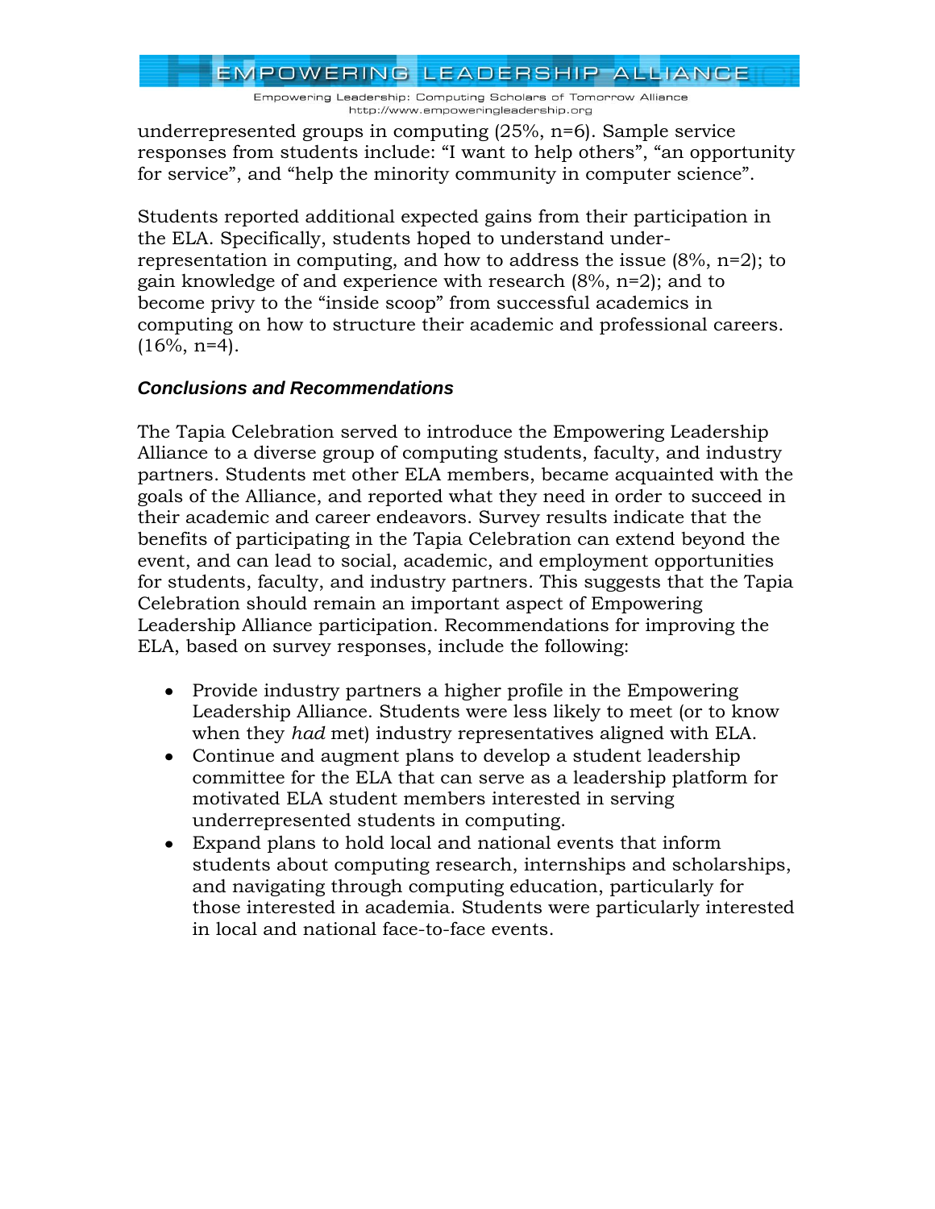underrepresented groups in computing (25%, n=6). Sample service responses from students include: “I want to help others”, “an opportunity for service”, and “help the minority community in computer science”.

Students reported additional expected gains from their participation in the ELA. Specifically, students hoped to understand under-representation in computing, and how to address the issue (8%, n=2); to gain knowledge of and experience with research (8%, n=2); and to become privy to the “inside scoop” from successful academics in computing on how to structure their academic and professional careers. (16%, n=4).

### *Conclusions and Recommendations*

The Tapia Celebration served to introduce the Empowering Leadership Alliance to a diverse group of computing students, faculty, and industry partners. Students met other ELA members, became acquainted with the goals of the Alliance, and reported what they need in order to succeed in their academic and career endeavors. Survey results indicate that the benefits of participating in the Tapia Celebration can extend beyond the event, and can lead to social, academic, and employment opportunities for students, faculty, and industry partners. This suggests that the Tapia Celebration should remain an important aspect of Empowering Leadership Alliance participation. Recommendations for improving the ELA, based on survey responses, include the following:

- Provide industry partners a higher profile in the Empowering Leadership Alliance. Students were less likely to meet (or to know when they *had* met) industry representatives aligned with ELA.
- Continue and augment plans to develop a student leadership committee for the ELA that can serve as a leadership platform for motivated ELA student members interested in serving underrepresented students in computing.
- Expand plans to hold local and national events that inform students about computing research, internships and scholarships, and navigating through computing education, particularly for those interested in academia. Students were particularly interested in local and national face-to-face events.